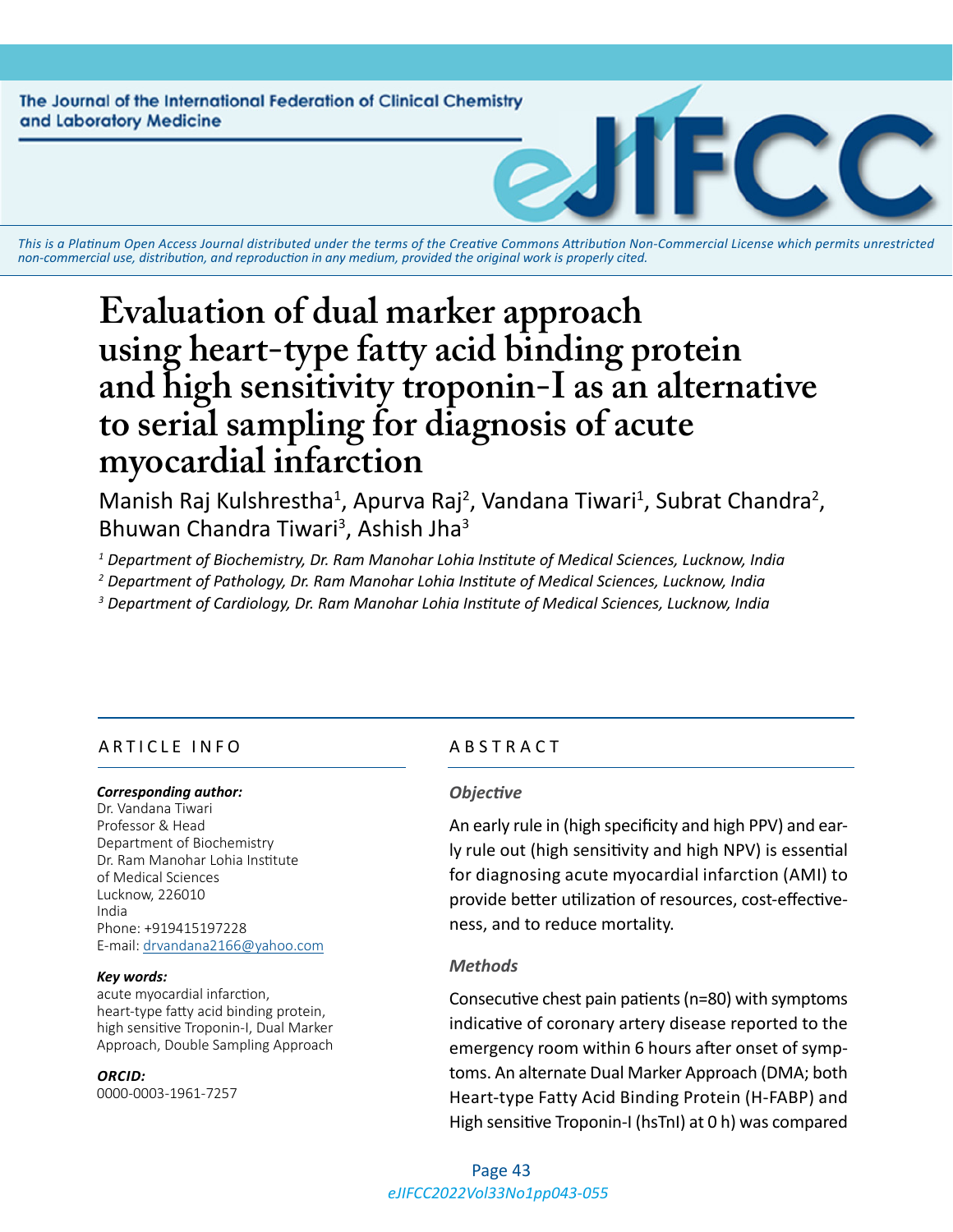The Journal of the International Federation of Clinical Chemistry and Laboratory Medicine

*This is a Platinum Open Access Journal distributed under the terms of the Creative Commons Attribution Non-Commercial License which permits unrestricted non-commercial use, distribution, and reproduction in any medium, provided the original work is properly cited.*

# Evaluation of dual marker approach using heart-type fatty acid binding protein and high sensitivity troponin-I as an alternative to serial sampling for diagnosis of acute myocardial infarction

Manish Raj Kulshrestha[1], Apurva Raj[2], Vandana Tiwari[1], Subrat Chandra[2], Bhuwan Chandra Tiwari[3], Ashish Jha[3]

*[1] Department of Biochemistry, Dr. Ram Manohar Lohia Institute of Medical Sciences, Lucknow, India*

*[2] Department of Pathology, Dr. Ram Manohar Lohia Institute of Medical Sciences, Lucknow, India*

*[3] Department of Cardiology, Dr. Ram Manohar Lohia Institute of Medical Sciences, Lucknow, India*

## ARTICLE INFO

***Corresponding author:***
Dr. Vandana Tiwari
Professor & Head
Department of Biochemistry
Dr. Ram Manohar Lohia Institute
of Medical Sciences
Lucknow, 226010
India
Phone: +919415197228
E-mail: drvandana2166@yahoo.com

***Key words:***
acute myocardial infarction,
heart-type fatty acid binding protein,
high sensitive Troponin-I, Dual Marker
Approach, Double Sampling Approach

***ORCID:***
0000-0003-1961-7257

## ABSTRACT

### *Objective*

An early rule in (high specificity and high PPV) and early rule out (high sensitivity and high NPV) is essential for diagnosing acute myocardial infarction (AMI) to provide better utilization of resources, cost-effectiveness, and to reduce mortality.

### *Methods*

Consecutive chest pain patients (n=80) with symptoms indicative of coronary artery disease reported to the emergency room within 6 hours after onset of symptoms. An alternate Dual Marker Approach (DMA; both Heart-type Fatty Acid Binding Protein (H-FABP) and High sensitive Troponin-I (hsTnI) at 0 h) was compared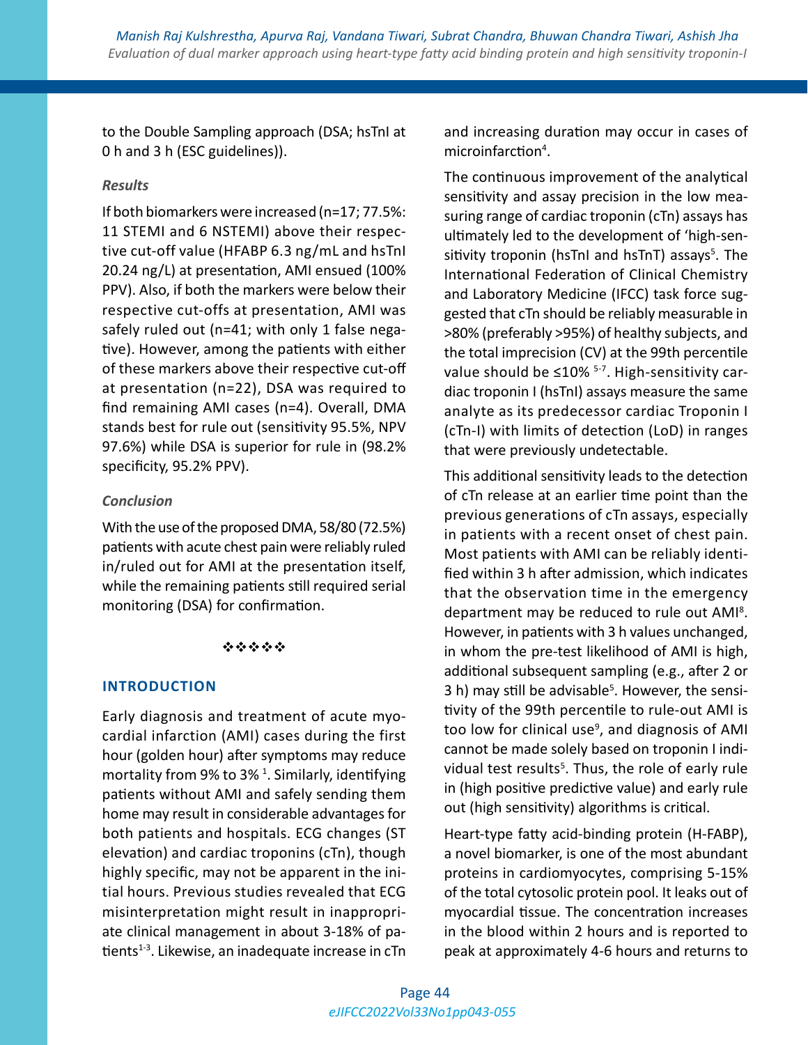to the Double Sampling approach (DSA; hsTnI at 0 h and 3 h (ESC guidelines)).

### *Results*

If both biomarkers were increased (n=17; 77.5%: 11 STEMI and 6 NSTEMI) above their respective cut-off value (HFABP 6.3 ng/mL and hsTnI 20.24 ng/L) at presentation, AMI ensued (100% PPV). Also, if both the markers were below their respective cut-offs at presentation, AMI was safely ruled out (n=41; with only 1 false negative). However, among the patients with either of these markers above their respective cut-off at presentation (n=22), DSA was required to find remaining AMI cases (n=4). Overall, DMA stands best for rule out (sensitivity 95.5%, NPV 97.6%) while DSA is superior for rule in (98.2% specificity, 95.2% PPV).

### *Conclusion*

With the use of the proposed DMA, 58/80 (72.5%) patients with acute chest pain were reliably ruled in/ruled out for AMI at the presentation itself, while the remaining patients still required serial monitoring (DSA) for confirmation.

❖❖❖❖❖

## INTRODUCTION

Early diagnosis and treatment of acute myocardial infarction (AMI) cases during the first hour (golden hour) after symptoms may reduce mortality from 9% to 3% [1]. Similarly, identifying patients without AMI and safely sending them home may result in considerable advantages for both patients and hospitals. ECG changes (ST elevation) and cardiac troponins (cTn), though highly specific, may not be apparent in the initial hours. Previous studies revealed that ECG misinterpretation might result in inappropriate clinical management in about 3-18% of patients[1-3]. Likewise, an inadequate increase in cTn and increasing duration may occur in cases of microinfarction[4].

The continuous improvement of the analytical sensitivity and assay precision in the low measuring range of cardiac troponin (cTn) assays has ultimately led to the development of 'high-sensitivity troponin (hsTnI and hsTnT) assays[5]. The International Federation of Clinical Chemistry and Laboratory Medicine (IFCC) task force suggested that cTn should be reliably measurable in >80% (preferably >95%) of healthy subjects, and the total imprecision (CV) at the 99th percentile value should be ≤10% [5-7]. High-sensitivity cardiac troponin I (hsTnI) assays measure the same analyte as its predecessor cardiac Troponin I (cTn-I) with limits of detection (LoD) in ranges that were previously undetectable.

This additional sensitivity leads to the detection of cTn release at an earlier time point than the previous generations of cTn assays, especially in patients with a recent onset of chest pain. Most patients with AMI can be reliably identified within 3 h after admission, which indicates that the observation time in the emergency department may be reduced to rule out AMI[8]. However, in patients with 3 h values unchanged, in whom the pre-test likelihood of AMI is high, additional subsequent sampling (e.g., after 2 or 3 h) may still be advisable[5]. However, the sensitivity of the 99th percentile to rule-out AMI is too low for clinical use[9], and diagnosis of AMI cannot be made solely based on troponin I individual test results[5]. Thus, the role of early rule in (high positive predictive value) and early rule out (high sensitivity) algorithms is critical.

Heart-type fatty acid-binding protein (H-FABP), a novel biomarker, is one of the most abundant proteins in cardiomyocytes, comprising 5-15% of the total cytosolic protein pool. It leaks out of myocardial tissue. The concentration increases in the blood within 2 hours and is reported to peak at approximately 4-6 hours and returns to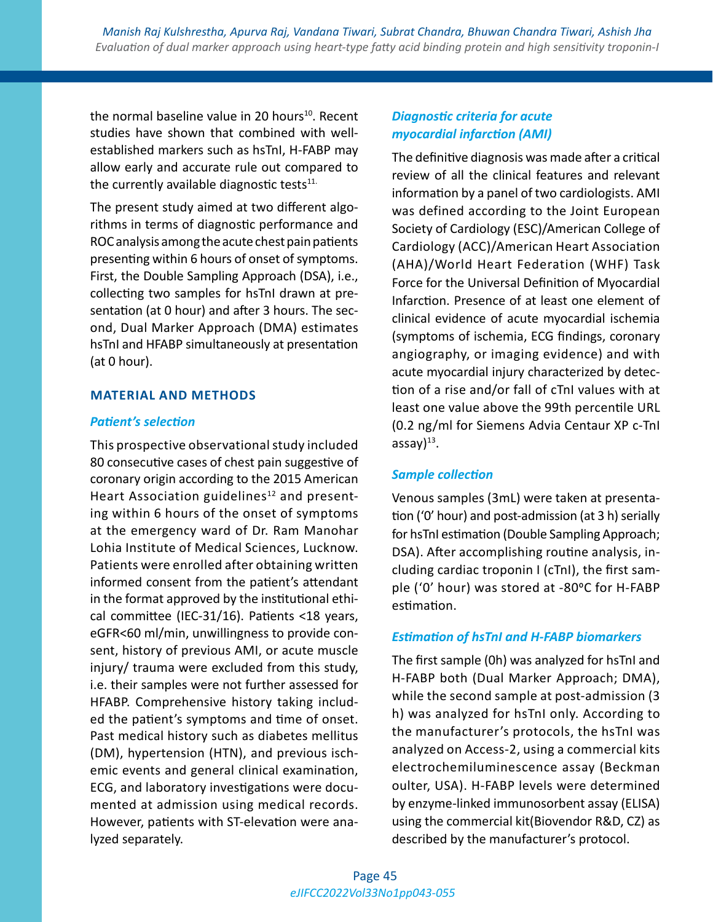the normal baseline value in 20 hours[10]. Recent studies have shown that combined with well-established markers such as hsTnI, H-FABP may allow early and accurate rule out compared to the currently available diagnostic tests[11].

The present study aimed at two different algorithms in terms of diagnostic performance and ROC analysis among the acute chest pain patients presenting within 6 hours of onset of symptoms. First, the Double Sampling Approach (DSA), i.e., collecting two samples for hsTnI drawn at presentation (at 0 hour) and after 3 hours. The second, Dual Marker Approach (DMA) estimates hsTnI and HFABP simultaneously at presentation (at 0 hour).

## MATERIAL AND METHODS

### *Patient's selection*

This prospective observational study included 80 consecutive cases of chest pain suggestive of coronary origin according to the 2015 American Heart Association guidelines[12] and presenting within 6 hours of the onset of symptoms at the emergency ward of Dr. Ram Manohar Lohia Institute of Medical Sciences, Lucknow. Patients were enrolled after obtaining written informed consent from the patient's attendant in the format approved by the institutional ethical committee (IEC-31/16). Patients <18 years, eGFR<60 ml/min, unwillingness to provide consent, history of previous AMI, or acute muscle injury/ trauma were excluded from this study, i.e. their samples were not further assessed for HFABP. Comprehensive history taking included the patient's symptoms and time of onset. Past medical history such as diabetes mellitus (DM), hypertension (HTN), and previous ischemic events and general clinical examination, ECG, and laboratory investigations were documented at admission using medical records. However, patients with ST-elevation were analyzed separately.

### *Diagnostic criteria for acute myocardial infarction (AMI)*

The definitive diagnosis was made after a critical review of all the clinical features and relevant information by a panel of two cardiologists. AMI was defined according to the Joint European Society of Cardiology (ESC)/American College of Cardiology (ACC)/American Heart Association (AHA)/World Heart Federation (WHF) Task Force for the Universal Definition of Myocardial Infarction. Presence of at least one element of clinical evidence of acute myocardial ischemia (symptoms of ischemia, ECG findings, coronary angiography, or imaging evidence) and with acute myocardial injury characterized by detection of a rise and/or fall of cTnI values with at least one value above the 99th percentile URL (0.2 ng/ml for Siemens Advia Centaur XP c-TnI assay)[13].

### *Sample collection*

Venous samples (3mL) were taken at presentation ('0' hour) and post-admission (at 3 h) serially for hsTnI estimation (Double Sampling Approach; DSA). After accomplishing routine analysis, including cardiac troponin I (cTnI), the first sample ('0' hour) was stored at -80ºC for H-FABP estimation.

### *Estimation of hsTnI and H-FABP biomarkers*

The first sample (0h) was analyzed for hsTnI and H-FABP both (Dual Marker Approach; DMA), while the second sample at post-admission (3 h) was analyzed for hsTnI only. According to the manufacturer's protocols, the hsTnI was analyzed on Access-2, using a commercial kits electrochemiluminescence assay (Beckman oulter, USA). H-FABP levels were determined by enzyme-linked immunosorbent assay (ELISA) using the commercial kit(Biovendor R&D, CZ) as described by the manufacturer's protocol.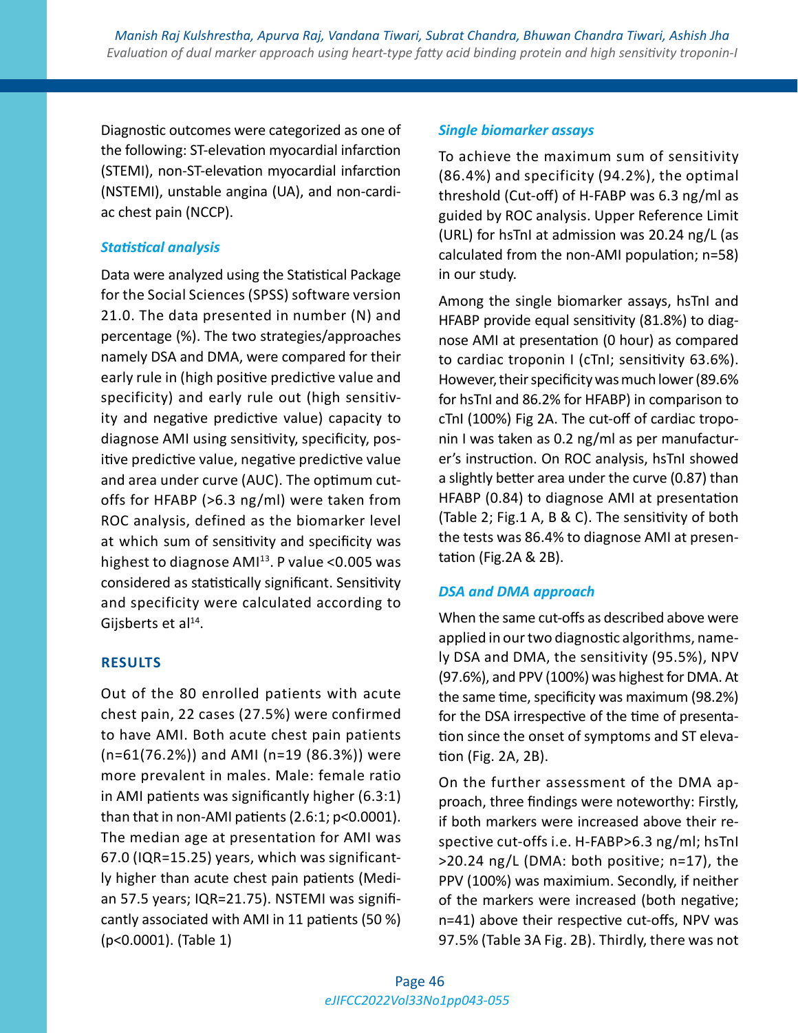Diagnostic outcomes were categorized as one of the following: ST-elevation myocardial infarction (STEMI), non-ST-elevation myocardial infarction (NSTEMI), unstable angina (UA), and non-cardiac chest pain (NCCP).

### *Statistical analysis*

Data were analyzed using the Statistical Package for the Social Sciences (SPSS) software version 21.0. The data presented in number (N) and percentage (%). The two strategies/approaches namely DSA and DMA, were compared for their early rule in (high positive predictive value and specificity) and early rule out (high sensitivity and negative predictive value) capacity to diagnose AMI using sensitivity, specificity, positive predictive value, negative predictive value and area under curve (AUC). The optimum cut-offs for HFABP (>6.3 ng/ml) were taken from ROC analysis, defined as the biomarker level at which sum of sensitivity and specificity was highest to diagnose AMI[13]. P value <0.005 was considered as statistically significant. Sensitivity and specificity were calculated according to Gijsberts et al[14].

## RESULTS

Out of the 80 enrolled patients with acute chest pain, 22 cases (27.5%) were confirmed to have AMI. Both acute chest pain patients (n=61(76.2%)) and AMI (n=19 (86.3%)) were more prevalent in males. Male: female ratio in AMI patients was significantly higher (6.3:1) than that in non-AMI patients (2.6:1; p<0.0001). The median age at presentation for AMI was 67.0 (IQR=15.25) years, which was significantly higher than acute chest pain patients (Median 57.5 years; IQR=21.75). NSTEMI was significantly associated with AMI in 11 patients (50 %) (p<0.0001). (Table 1)

### *Single biomarker assays*

To achieve the maximum sum of sensitivity (86.4%) and specificity (94.2%), the optimal threshold (Cut-off) of H-FABP was 6.3 ng/ml as guided by ROC analysis. Upper Reference Limit (URL) for hsTnI at admission was 20.24 ng/L (as calculated from the non-AMI population; n=58) in our study.

Among the single biomarker assays, hsTnI and HFABP provide equal sensitivity (81.8%) to diagnose AMI at presentation (0 hour) as compared to cardiac troponin I (cTnI; sensitivity 63.6%). However, their specificity was much lower (89.6% for hsTnI and 86.2% for HFABP) in comparison to cTnI (100%) Fig 2A. The cut-off of cardiac troponin I was taken as 0.2 ng/ml as per manufacturer's instruction. On ROC analysis, hsTnI showed a slightly better area under the curve (0.87) than HFABP (0.84) to diagnose AMI at presentation (Table 2; Fig.1 A, B & C). The sensitivity of both the tests was 86.4% to diagnose AMI at presentation (Fig.2A & 2B).

### *DSA and DMA approach*

When the same cut-offs as described above were applied in our two diagnostic algorithms, namely DSA and DMA, the sensitivity (95.5%), NPV (97.6%), and PPV (100%) was highest for DMA. At the same time, specificity was maximum (98.2%) for the DSA irrespective of the time of presentation since the onset of symptoms and ST elevation (Fig. 2A, 2B).

On the further assessment of the DMA approach, three findings were noteworthy: Firstly, if both markers were increased above their respective cut-offs i.e. H-FABP>6.3 ng/ml; hsTnI >20.24 ng/L (DMA: both positive; n=17), the PPV (100%) was maximium. Secondly, if neither of the markers were increased (both negative; n=41) above their respective cut-offs, NPV was 97.5% (Table 3A Fig. 2B). Thirdly, there was not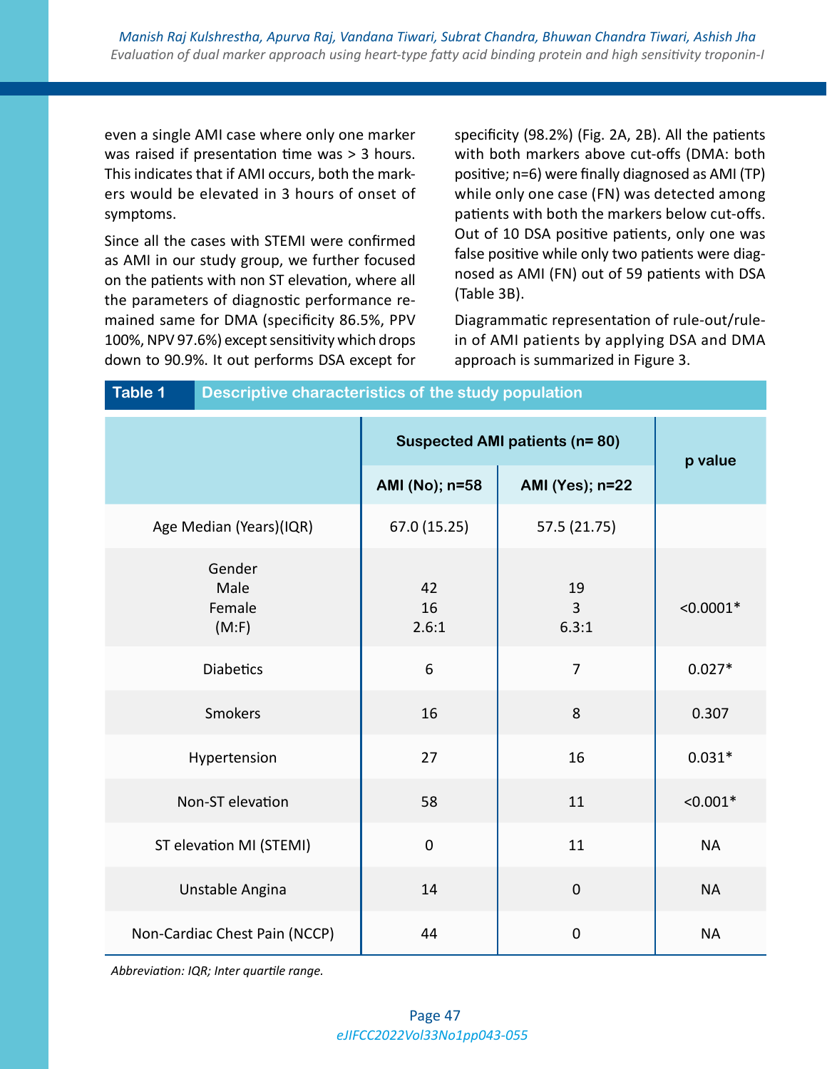even a single AMI case where only one marker was raised if presentation time was > 3 hours. This indicates that if AMI occurs, both the markers would be elevated in 3 hours of onset of symptoms.

Since all the cases with STEMI were confirmed as AMI in our study group, we further focused on the patients with non ST elevation, where all the parameters of diagnostic performance remained same for DMA (specificity 86.5%, PPV 100%, NPV 97.6%) except sensitivity which drops down to 90.9%. It out performs DSA except for specificity (98.2%) (Fig. 2A, 2B). All the patients with both markers above cut-offs (DMA: both positive; n=6) were finally diagnosed as AMI (TP) while only one case (FN) was detected among patients with both the markers below cut-offs. Out of 10 DSA positive patients, only one was false positive while only two patients were diagnosed as AMI (FN) out of 59 patients with DSA (Table 3B).

Diagrammatic representation of rule-out/rule-in of AMI patients by applying DSA and DMA approach is summarized in Figure 3.

**Table 1** Descriptive characteristics of the study population

| | Suspected AMI patients (n= 80) | | p value |
|---|---|---|---|
| | AMI (No); n=58 | AMI (Yes); n=22 | |
| Age Median (Years)(IQR) | 67.0 (15.25) | 57.5 (21.75) | |
| Gender<br>Male<br>Female<br>(M:F) | <br>42<br>16<br>2.6:1 | <br>19<br>3<br>6.3:1 | <0.0001* |
| Diabetics | 6 | 7 | 0.027* |
| Smokers | 16 | 8 | 0.307 |
| Hypertension | 27 | 16 | 0.031* |
| Non-ST elevation | 58 | 11 | <0.001* |
| ST elevation MI (STEMI) | 0 | 11 | NA |
| Unstable Angina | 14 | 0 | NA |
| Non-Cardiac Chest Pain (NCCP) | 44 | 0 | NA |

*Abbreviation: IQR; Inter quartile range.*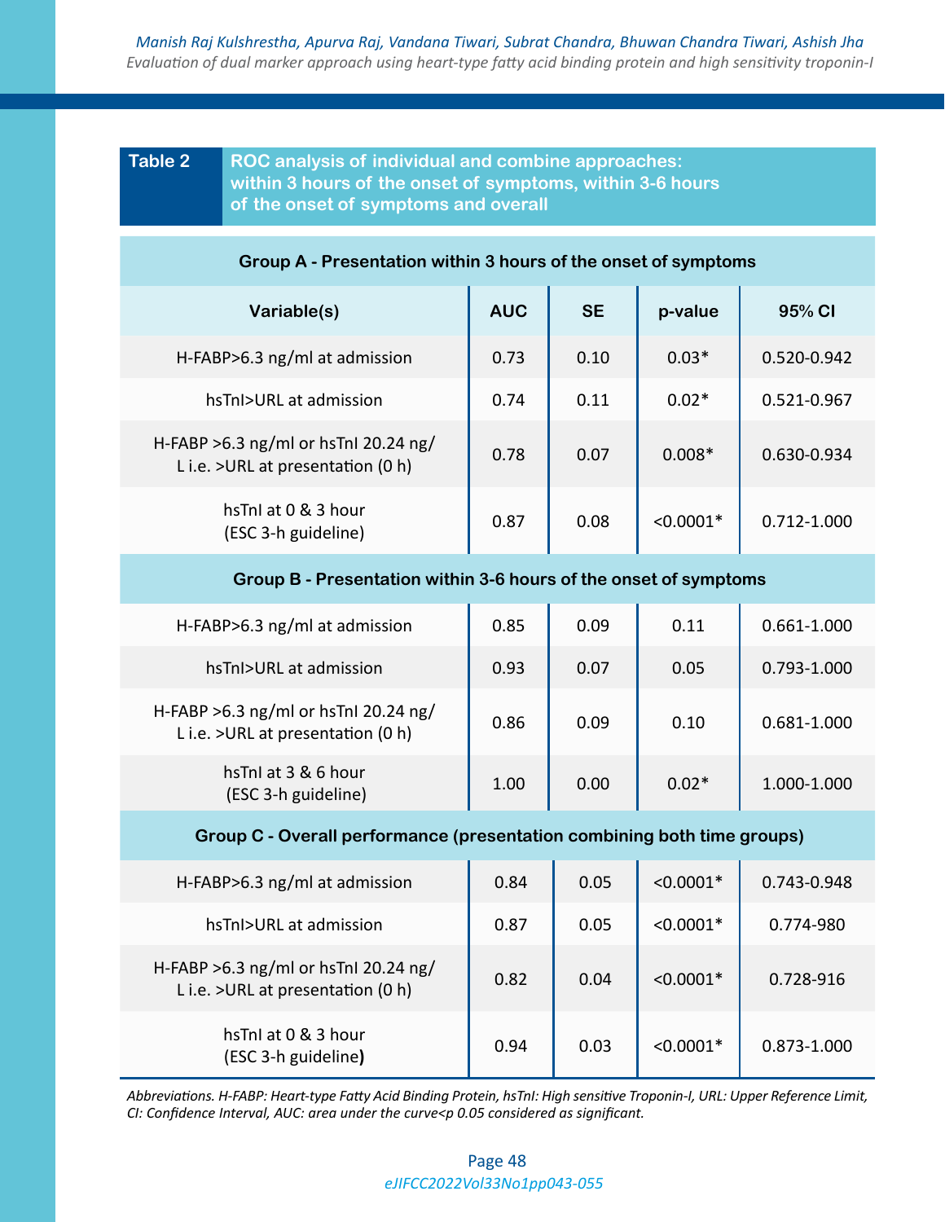**Table 2** ROC analysis of individual and combine approaches: within 3 hours of the onset of symptoms, within 3-6 hours of the onset of symptoms and overall

| Variable(s) | AUC | SE | p-value | 95% CI |
|---|---|---|---|---|
| **Group A - Presentation within 3 hours of the onset of symptoms** | | | | |
| H-FABP>6.3 ng/ml at admission | 0.73 | 0.10 | 0.03* | 0.520-0.942 |
| hsTnI>URL at admission | 0.74 | 0.11 | 0.02* | 0.521-0.967 |
| H-FABP >6.3 ng/ml or hsTnI 20.24 ng/L i.e. >URL at presentation (0 h) | 0.78 | 0.07 | 0.008* | 0.630-0.934 |
| hsTnI at 0 & 3 hour (ESC 3-h guideline) | 0.87 | 0.08 | <0.0001* | 0.712-1.000 |
| **Group B - Presentation within 3-6 hours of the onset of symptoms** | | | | |
| H-FABP>6.3 ng/ml at admission | 0.85 | 0.09 | 0.11 | 0.661-1.000 |
| hsTnI>URL at admission | 0.93 | 0.07 | 0.05 | 0.793-1.000 |
| H-FABP >6.3 ng/ml or hsTnI 20.24 ng/L i.e. >URL at presentation (0 h) | 0.86 | 0.09 | 0.10 | 0.681-1.000 |
| hsTnI at 3 & 6 hour (ESC 3-h guideline) | 1.00 | 0.00 | 0.02* | 1.000-1.000 |
| **Group C - Overall performance (presentation combining both time groups)** | | | | |
| H-FABP>6.3 ng/ml at admission | 0.84 | 0.05 | <0.0001* | 0.743-0.948 |
| hsTnI>URL at admission | 0.87 | 0.05 | <0.0001* | 0.774-980 |
| H-FABP >6.3 ng/ml or hsTnI 20.24 ng/L i.e. >URL at presentation (0 h) | 0.82 | 0.04 | <0.0001* | 0.728-916 |
| hsTnI at 0 & 3 hour (ESC 3-h guideline) | 0.94 | 0.03 | <0.0001* | 0.873-1.000 |

*Abbreviations. H-FABP: Heart-type Fatty Acid Binding Protein, hsTnI: High sensitive Troponin-I, URL: Upper Reference Limit, CI: Confidence Interval, AUC: area under the curve<p 0.05 considered as significant.*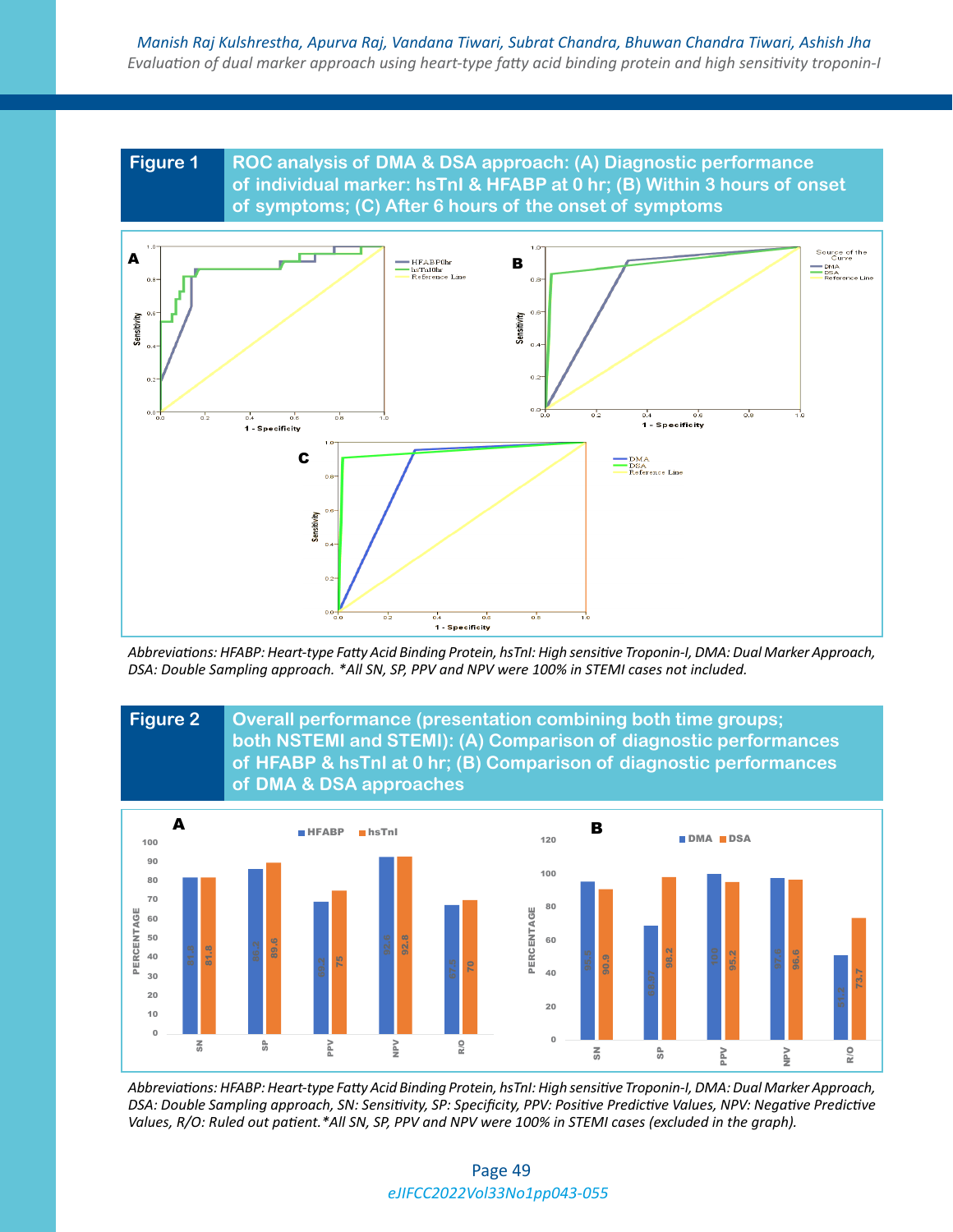**Figure 1** ROC analysis of DMA & DSA approach: (A) Diagnostic performance of individual marker: hsTnI & HFABP at 0 hr; (B) Within 3 hours of onset of symptoms; (C) After 6 hours of the onset of symptoms

*Abbreviations: HFABP: Heart-type Fatty Acid Binding Protein, hsTnI: High sensitive Troponin-I, DMA: Dual Marker Approach, DSA: Double Sampling approach. *All SN, SP, PPV and NPV were 100% in STEMI cases not included.*

**Figure 2** Overall performance (presentation combining both time groups; both NSTEMI and STEMI): (A) Comparison of diagnostic performances of HFABP & hsTnI at 0 hr; (B) Comparison of diagnostic performances of DMA & DSA approaches

*Abbreviations: HFABP: Heart-type Fatty Acid Binding Protein, hsTnI: High sensitive Troponin-I, DMA: Dual Marker Approach, DSA: Double Sampling approach, SN: Sensitivity, SP: Specificity, PPV: Positive Predictive Values, NPV: Negative Predictive Values, R/O: Ruled out patient.*All SN, SP, PPV and NPV were 100% in STEMI cases (excluded in the graph).*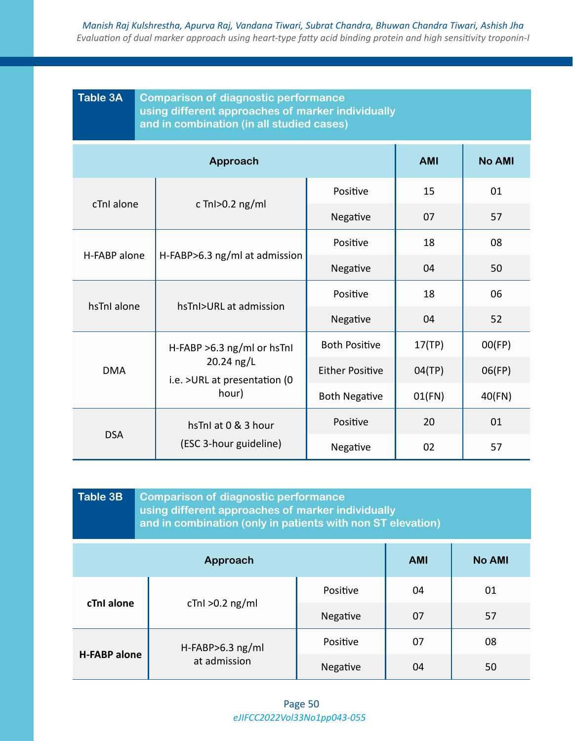**Table 3A** Comparison of diagnostic performance using different approaches of marker individually and in combination (in all studied cases)

| Approach | | | AMI | No AMI |
|---|---|---|---|---|
| cTnI alone | c TnI>0.2 ng/ml | Positive | 15 | 01 |
| | | Negative | 07 | 57 |
| H-FABP alone | H-FABP>6.3 ng/ml at admission | Positive | 18 | 08 |
| | | Negative | 04 | 50 |
| hsTnI alone | hsTnI>URL at admission | Positive | 18 | 06 |
| | | Negative | 04 | 52 |
| DMA | H-FABP >6.3 ng/ml or hsTnI 20.24 ng/L i.e. >URL at presentation (0 hour) | Both Positive | 17(TP) | 00(FP) |
| | | Either Positive | 04(TP) | 06(FP) |
| | | Both Negative | 01(FN) | 40(FN) |
| DSA | hsTnI at 0 & 3 hour (ESC 3-hour guideline) | Positive | 20 | 01 |
| | | Negative | 02 | 57 |

**Table 3B** Comparison of diagnostic performance using different approaches of marker individually and in combination (only in patients with non ST elevation)

| Approach | | | AMI | No AMI |
|---|---|---|---|---|
| **cTnI alone** | cTnI >0.2 ng/ml | Positive | 04 | 01 |
| | | Negative | 07 | 57 |
| **H-FABP alone** | H-FABP>6.3 ng/ml at admission | Positive | 07 | 08 |
| | | Negative | 04 | 50 |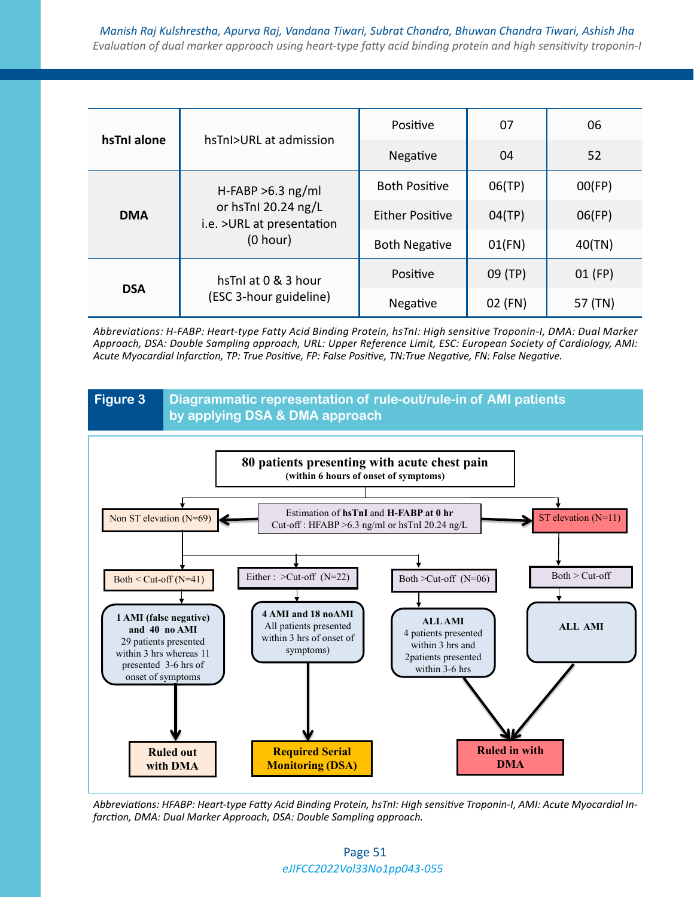| | | | | |
|---|---|---|---|---|
| **hsTnI alone** | hsTnI>URL at admission | Positive | 07 | 06 |
| | | Negative | 04 | 52 |
| **DMA** | H-FABP >6.3 ng/ml or hsTnI 20.24 ng/L i.e. >URL at presentation (0 hour) | Both Positive | 06(TP) | 00(FP) |
| | | Either Positive | 04(TP) | 06(FP) |
| | | Both Negative | 01(FN) | 40(TN) |
| **DSA** | hsTnI at 0 & 3 hour (ESC 3-hour guideline) | Positive | 09 (TP) | 01 (FP) |
| | | Negative | 02 (FN) | 57 (TN) |

*Abbreviations: H-FABP: Heart-type Fatty Acid Binding Protein, hsTnI: High sensitive Troponin-I, DMA: Dual Marker Approach, DSA: Double Sampling approach, URL: Upper Reference Limit, ESC: European Society of Cardiology, AMI: Acute Myocardial Infarction, TP: True Positive, FP: False Positive, TN:True Negative, FN: False Negative.*

**Figure 3** **Diagrammatic representation of rule-out/rule-in of AMI patients by applying DSA & DMA approach**

- **80 patients presenting with acute chest pain** (within 6 hours of onset of symptoms)
- Estimation of **hsTnI** and **H-FABP at 0 hr** — Cut-off : HFABP >6.3 ng/ml or hsTnI 20.24 ng/L
  - Non ST elevation (N=69)
    - Both < Cut-off (N=41) → **1 AMI (false negative) and 40 no AMI** — 29 patients presented within 3 hrs whereas 11 presented 3-6 hrs of onset of symptoms → **Ruled out with DMA**
    - Either : >Cut-off (N=22) → **4 AMI and 18 noAMI** — All patients presented within 3 hrs of onset of symptoms) → **Required Serial Monitoring (DSA)**
    - Both >Cut-off (N=06) → **ALL AMI** — 4 patients presented within 3 hrs and 2patients presented within 3-6 hrs → **Ruled in with DMA**
  - ST elevation (N=11)
    - Both > Cut-off → **ALL AMI** → **Ruled in with DMA**

*Abbreviations: HFABP: Heart-type Fatty Acid Binding Protein, hsTnI: High sensitive Troponin-I, AMI: Acute Myocardial Infarction, DMA: Dual Marker Approach, DSA: Double Sampling approach.*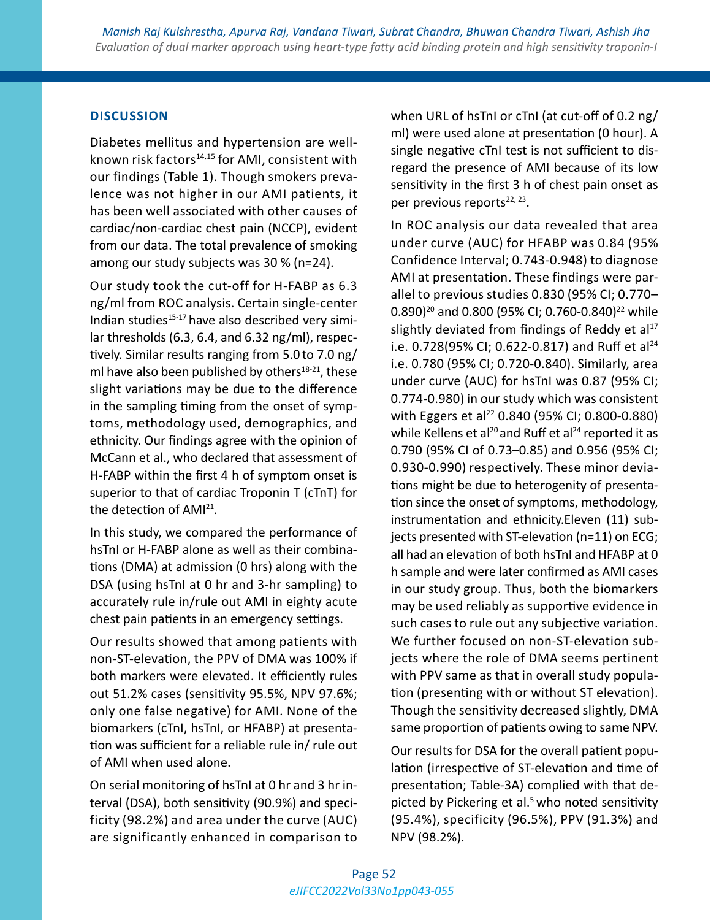## DISCUSSION

Diabetes mellitus and hypertension are well-known risk factors[14,15] for AMI, consistent with our findings (Table 1). Though smokers prevalence was not higher in our AMI patients, it has been well associated with other causes of cardiac/non-cardiac chest pain (NCCP), evident from our data. The total prevalence of smoking among our study subjects was 30 % (n=24).

Our study took the cut-off for H-FABP as 6.3 ng/ml from ROC analysis. Certain single-center Indian studies[15-17] have also described very similar thresholds (6.3, 6.4, and 6.32 ng/ml), respectively. Similar results ranging from 5.0 to 7.0 ng/ml have also been published by others[18-21], these slight variations may be due to the difference in the sampling timing from the onset of symptoms, methodology used, demographics, and ethnicity. Our findings agree with the opinion of McCann et al., who declared that assessment of H-FABP within the first 4 h of symptom onset is superior to that of cardiac Troponin T (cTnT) for the detection of AMI[21].

In this study, we compared the performance of hsTnI or H-FABP alone as well as their combinations (DMA) at admission (0 hrs) along with the DSA (using hsTnI at 0 hr and 3-hr sampling) to accurately rule in/rule out AMI in eighty acute chest pain patients in an emergency settings.

Our results showed that among patients with non-ST-elevation, the PPV of DMA was 100% if both markers were elevated. It efficiently rules out 51.2% cases (sensitivity 95.5%, NPV 97.6%; only one false negative) for AMI. None of the biomarkers (cTnI, hsTnI, or HFABP) at presentation was sufficient for a reliable rule in/ rule out of AMI when used alone.

On serial monitoring of hsTnI at 0 hr and 3 hr interval (DSA), both sensitivity (90.9%) and specificity (98.2%) and area under the curve (AUC) are significantly enhanced in comparison to when URL of hsTnI or cTnI (at cut-off of 0.2 ng/ml) were used alone at presentation (0 hour). A single negative cTnI test is not sufficient to disregard the presence of AMI because of its low sensitivity in the first 3 h of chest pain onset as per previous reports[22, 23].

In ROC analysis our data revealed that area under curve (AUC) for HFABP was 0.84 (95% Confidence Interval; 0.743-0.948) to diagnose AMI at presentation. These findings were parallel to previous studies 0.830 (95% CI; 0.770–0.890)[20] and 0.800 (95% CI; 0.760-0.840)[22] while slightly deviated from findings of Reddy et al[17] i.e. 0.728(95% CI; 0.622-0.817) and Ruff et al[24] i.e. 0.780 (95% CI; 0.720-0.840). Similarly, area under curve (AUC) for hsTnI was 0.87 (95% CI; 0.774-0.980) in our study which was consistent with Eggers et al[22] 0.840 (95% CI; 0.800-0.880) while Kellens et al[20] and Ruff et al[24] reported it as 0.790 (95% CI of 0.73–0.85) and 0.956 (95% CI; 0.930-0.990) respectively. These minor deviations might be due to heterogenity of presentation since the onset of symptoms, methodology, instrumentation and ethnicity.Eleven (11) subjects presented with ST-elevation (n=11) on ECG; all had an elevation of both hsTnI and HFABP at 0 h sample and were later confirmed as AMI cases in our study group. Thus, both the biomarkers may be used reliably as supportive evidence in such cases to rule out any subjective variation. We further focused on non-ST-elevation subjects where the role of DMA seems pertinent with PPV same as that in overall study population (presenting with or without ST elevation). Though the sensitivity decreased slightly, DMA same proportion of patients owing to same NPV.

Our results for DSA for the overall patient population (irrespective of ST-elevation and time of presentation; Table-3A) complied with that depicted by Pickering et al.[5] who noted sensitivity (95.4%), specificity (96.5%), PPV (91.3%) and NPV (98.2%).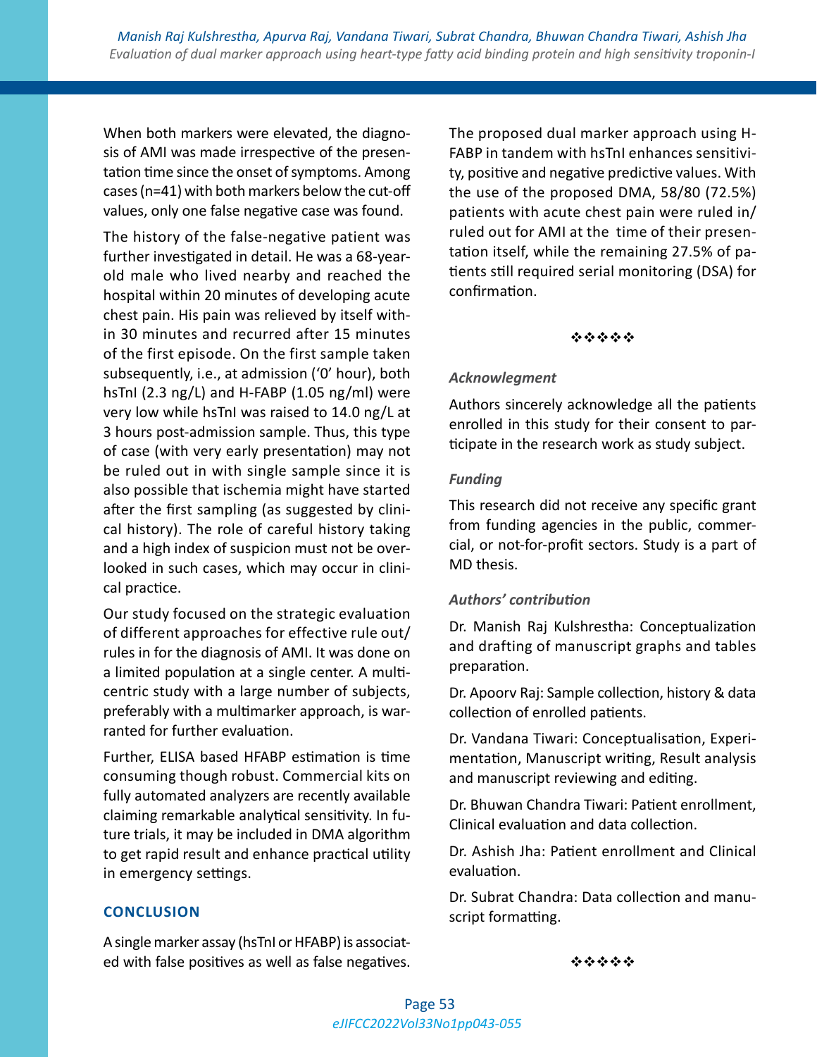When both markers were elevated, the diagnosis of AMI was made irrespective of the presentation time since the onset of symptoms. Among cases (n=41) with both markers below the cut-off values, only one false negative case was found.

The history of the false-negative patient was further investigated in detail. He was a 68-year-old male who lived nearby and reached the hospital within 20 minutes of developing acute chest pain. His pain was relieved by itself within 30 minutes and recurred after 15 minutes of the first episode. On the first sample taken subsequently, i.e., at admission ('0' hour), both hsTnI (2.3 ng/L) and H-FABP (1.05 ng/ml) were very low while hsTnI was raised to 14.0 ng/L at 3 hours post-admission sample. Thus, this type of case (with very early presentation) may not be ruled out in with single sample since it is also possible that ischemia might have started after the first sampling (as suggested by clinical history). The role of careful history taking and a high index of suspicion must not be overlooked in such cases, which may occur in clinical practice.

Our study focused on the strategic evaluation of different approaches for effective rule out/rules in for the diagnosis of AMI. It was done on a limited population at a single center. A multicentric study with a large number of subjects, preferably with a multimarker approach, is warranted for further evaluation.

Further, ELISA based HFABP estimation is time consuming though robust. Commercial kits on fully automated analyzers are recently available claiming remarkable analytical sensitivity. In future trials, it may be included in DMA algorithm to get rapid result and enhance practical utility in emergency settings.

## CONCLUSION

A single marker assay (hsTnI or HFABP) is associated with false positives as well as false negatives. The proposed dual marker approach using H-FABP in tandem with hsTnI enhances sensitivity, positive and negative predictive values. With the use of the proposed DMA, 58/80 (72.5%) patients with acute chest pain were ruled in/ruled out for AMI at the time of their presentation itself, while the remaining 27.5% of patients still required serial monitoring (DSA) for confirmation.

❖❖❖❖❖

### *Acknowlegment*

Authors sincerely acknowledge all the patients enrolled in this study for their consent to participate in the research work as study subject.

### *Funding*

This research did not receive any specific grant from funding agencies in the public, commercial, or not-for-profit sectors. Study is a part of MD thesis.

### *Authors' contribution*

Dr. Manish Raj Kulshrestha: Conceptualization and drafting of manuscript graphs and tables preparation.

Dr. Apoorv Raj: Sample collection, history & data collection of enrolled patients.

Dr. Vandana Tiwari: Conceptualisation, Experimentation, Manuscript writing, Result analysis and manuscript reviewing and editing.

Dr. Bhuwan Chandra Tiwari: Patient enrollment, Clinical evaluation and data collection.

Dr. Ashish Jha: Patient enrollment and Clinical evaluation.

Dr. Subrat Chandra: Data collection and manuscript formatting.

❖❖❖❖❖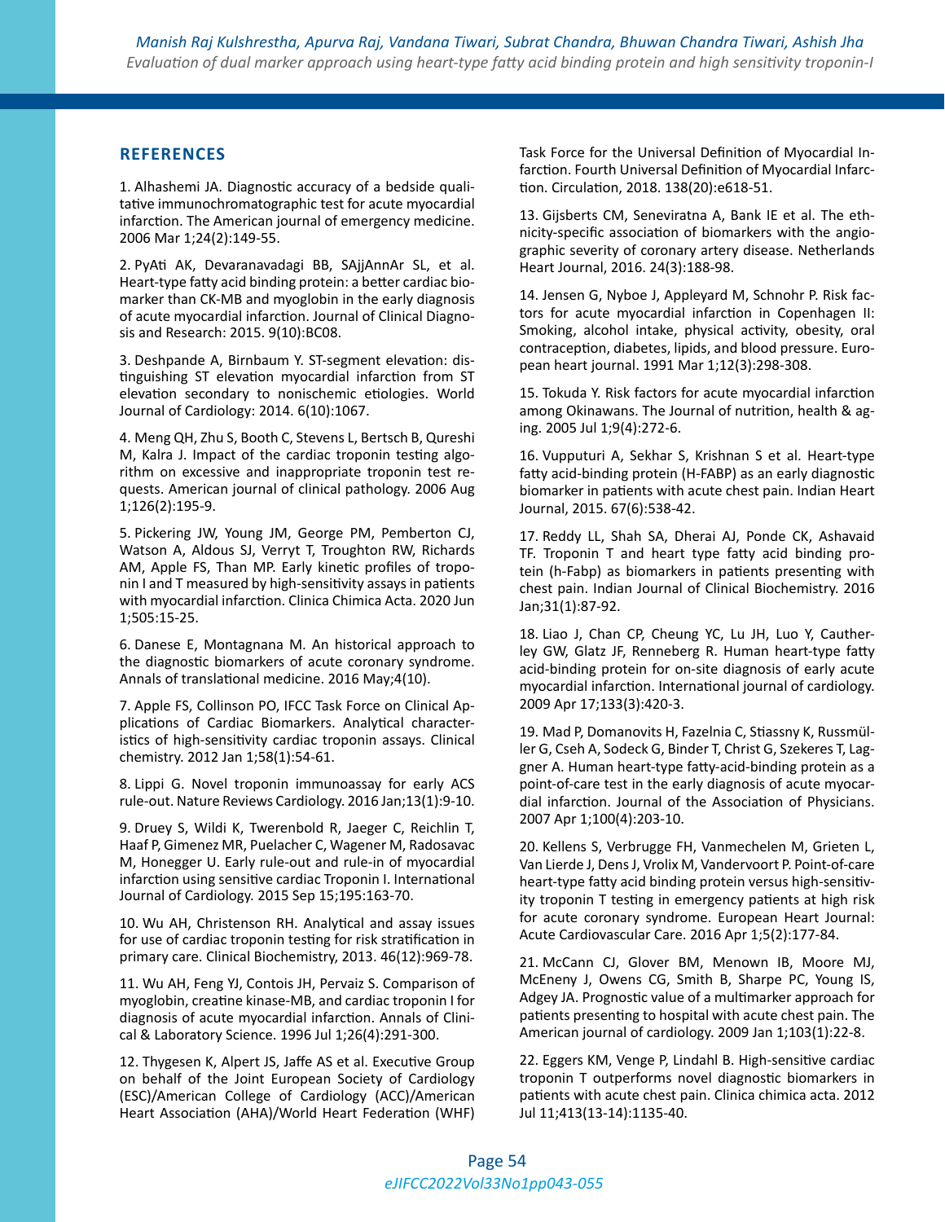## REFERENCES

1. Alhashemi JA. Diagnostic accuracy of a bedside qualitative immunochromatographic test for acute myocardial infarction. The American journal of emergency medicine. 2006 Mar 1;24(2):149-55.

2. PyAti AK, Devaranavadagi BB, SAjjAnnAr SL, et al. Heart-type fatty acid binding protein: a better cardiac biomarker than CK-MB and myoglobin in the early diagnosis of acute myocardial infarction. Journal of Clinical Diagnosis and Research: 2015. 9(10):BC08.

3. Deshpande A, Birnbaum Y. ST-segment elevation: distinguishing ST elevation myocardial infarction from ST elevation secondary to nonischemic etiologies. World Journal of Cardiology: 2014. 6(10):1067.

4. Meng QH, Zhu S, Booth C, Stevens L, Bertsch B, Qureshi M, Kalra J. Impact of the cardiac troponin testing algorithm on excessive and inappropriate troponin test requests. American journal of clinical pathology. 2006 Aug 1;126(2):195-9.

5. Pickering JW, Young JM, George PM, Pemberton CJ, Watson A, Aldous SJ, Verryt T, Troughton RW, Richards AM, Apple FS, Than MP. Early kinetic profiles of troponin I and T measured by high-sensitivity assays in patients with myocardial infarction. Clinica Chimica Acta. 2020 Jun 1;505:15-25.

6. Danese E, Montagnana M. An historical approach to the diagnostic biomarkers of acute coronary syndrome. Annals of translational medicine. 2016 May;4(10).

7. Apple FS, Collinson PO, IFCC Task Force on Clinical Applications of Cardiac Biomarkers. Analytical characteristics of high-sensitivity cardiac troponin assays. Clinical chemistry. 2012 Jan 1;58(1):54-61.

8. Lippi G. Novel troponin immunoassay for early ACS rule-out. Nature Reviews Cardiology. 2016 Jan;13(1):9-10.

9. Druey S, Wildi K, Twerenbold R, Jaeger C, Reichlin T, Haaf P, Gimenez MR, Puelacher C, Wagener M, Radosavac M, Honegger U. Early rule-out and rule-in of myocardial infarction using sensitive cardiac Troponin I. International Journal of Cardiology. 2015 Sep 15;195:163-70.

10. Wu AH, Christenson RH. Analytical and assay issues for use of cardiac troponin testing for risk stratification in primary care. Clinical Biochemistry, 2013. 46(12):969-78.

11. Wu AH, Feng YJ, Contois JH, Pervaiz S. Comparison of myoglobin, creatine kinase-MB, and cardiac troponin I for diagnosis of acute myocardial infarction. Annals of Clinical & Laboratory Science. 1996 Jul 1;26(4):291-300.

12. Thygesen K, Alpert JS, Jaffe AS et al. Executive Group on behalf of the Joint European Society of Cardiology (ESC)/American College of Cardiology (ACC)/American Heart Association (AHA)/World Heart Federation (WHF) Task Force for the Universal Definition of Myocardial Infarction. Fourth Universal Definition of Myocardial Infarction. Circulation, 2018. 138(20):e618-51.

13. Gijsberts CM, Seneviratna A, Bank IE et al. The ethnicity-specific association of biomarkers with the angiographic severity of coronary artery disease. Netherlands Heart Journal, 2016. 24(3):188-98.

14. Jensen G, Nyboe J, Appleyard M, Schnohr P. Risk factors for acute myocardial infarction in Copenhagen II: Smoking, alcohol intake, physical activity, obesity, oral contraception, diabetes, lipids, and blood pressure. European heart journal. 1991 Mar 1;12(3):298-308.

15. Tokuda Y. Risk factors for acute myocardial infarction among Okinawans. The Journal of nutrition, health & aging. 2005 Jul 1;9(4):272-6.

16. Vupputuri A, Sekhar S, Krishnan S et al. Heart-type fatty acid-binding protein (H-FABP) as an early diagnostic biomarker in patients with acute chest pain. Indian Heart Journal, 2015. 67(6):538-42.

17. Reddy LL, Shah SA, Dherai AJ, Ponde CK, Ashavaid TF. Troponin T and heart type fatty acid binding protein (h-Fabp) as biomarkers in patients presenting with chest pain. Indian Journal of Clinical Biochemistry. 2016 Jan;31(1):87-92.

18. Liao J, Chan CP, Cheung YC, Lu JH, Luo Y, Cautherley GW, Glatz JF, Renneberg R. Human heart-type fatty acid-binding protein for on-site diagnosis of early acute myocardial infarction. International journal of cardiology. 2009 Apr 17;133(3):420-3.

19. Mad P, Domanovits H, Fazelnia C, Stiassny K, Russmüller G, Cseh A, Sodeck G, Binder T, Christ G, Szekeres T, Laggner A. Human heart-type fatty-acid-binding protein as a point-of-care test in the early diagnosis of acute myocardial infarction. Journal of the Association of Physicians. 2007 Apr 1;100(4):203-10.

20. Kellens S, Verbrugge FH, Vanmechelen M, Grieten L, Van Lierde J, Dens J, Vrolix M, Vandervoort P. Point-of-care heart-type fatty acid binding protein versus high-sensitivity troponin T testing in emergency patients at high risk for acute coronary syndrome. European Heart Journal: Acute Cardiovascular Care. 2016 Apr 1;5(2):177-84.

21. McCann CJ, Glover BM, Menown IB, Moore MJ, McEneny J, Owens CG, Smith B, Sharpe PC, Young IS, Adgey JA. Prognostic value of a multimarker approach for patients presenting to hospital with acute chest pain. The American journal of cardiology. 2009 Jan 1;103(1):22-8.

22. Eggers KM, Venge P, Lindahl B. High-sensitive cardiac troponin T outperforms novel diagnostic biomarkers in patients with acute chest pain. Clinica chimica acta. 2012 Jul 11;413(13-14):1135-40.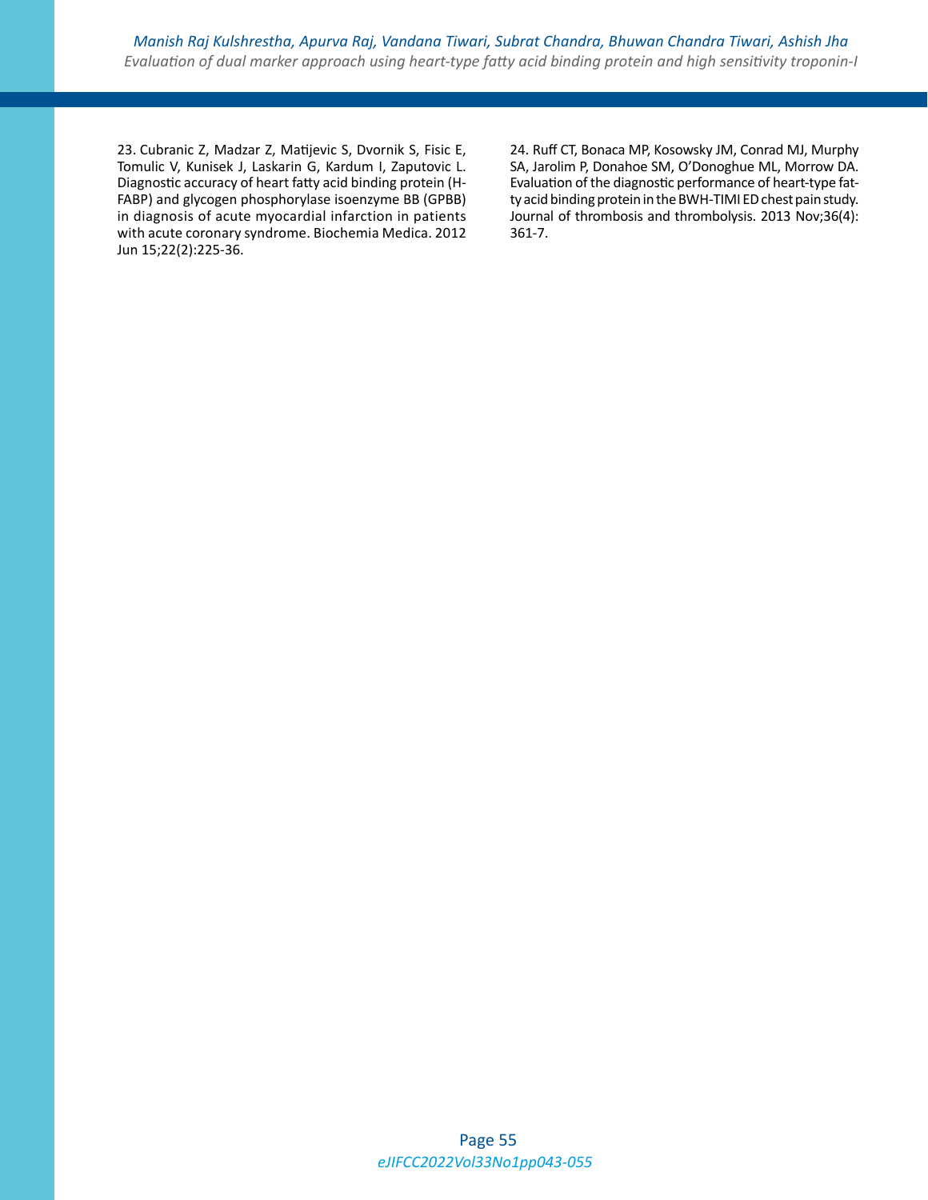23. Cubranic Z, Madzar Z, Matijevic S, Dvornik S, Fisic E, Tomulic V, Kunisek J, Laskarin G, Kardum I, Zaputovic L. Diagnostic accuracy of heart fatty acid binding protein (H-FABP) and glycogen phosphorylase isoenzyme BB (GPBB) in diagnosis of acute myocardial infarction in patients with acute coronary syndrome. Biochemia Medica. 2012 Jun 15;22(2):225-36.

24. Ruff CT, Bonaca MP, Kosowsky JM, Conrad MJ, Murphy SA, Jarolim P, Donahoe SM, O'Donoghue ML, Morrow DA. Evaluation of the diagnostic performance of heart-type fatty acid binding protein in the BWH-TIMI ED chest pain study. Journal of thrombosis and thrombolysis. 2013 Nov;36(4): 361-7.